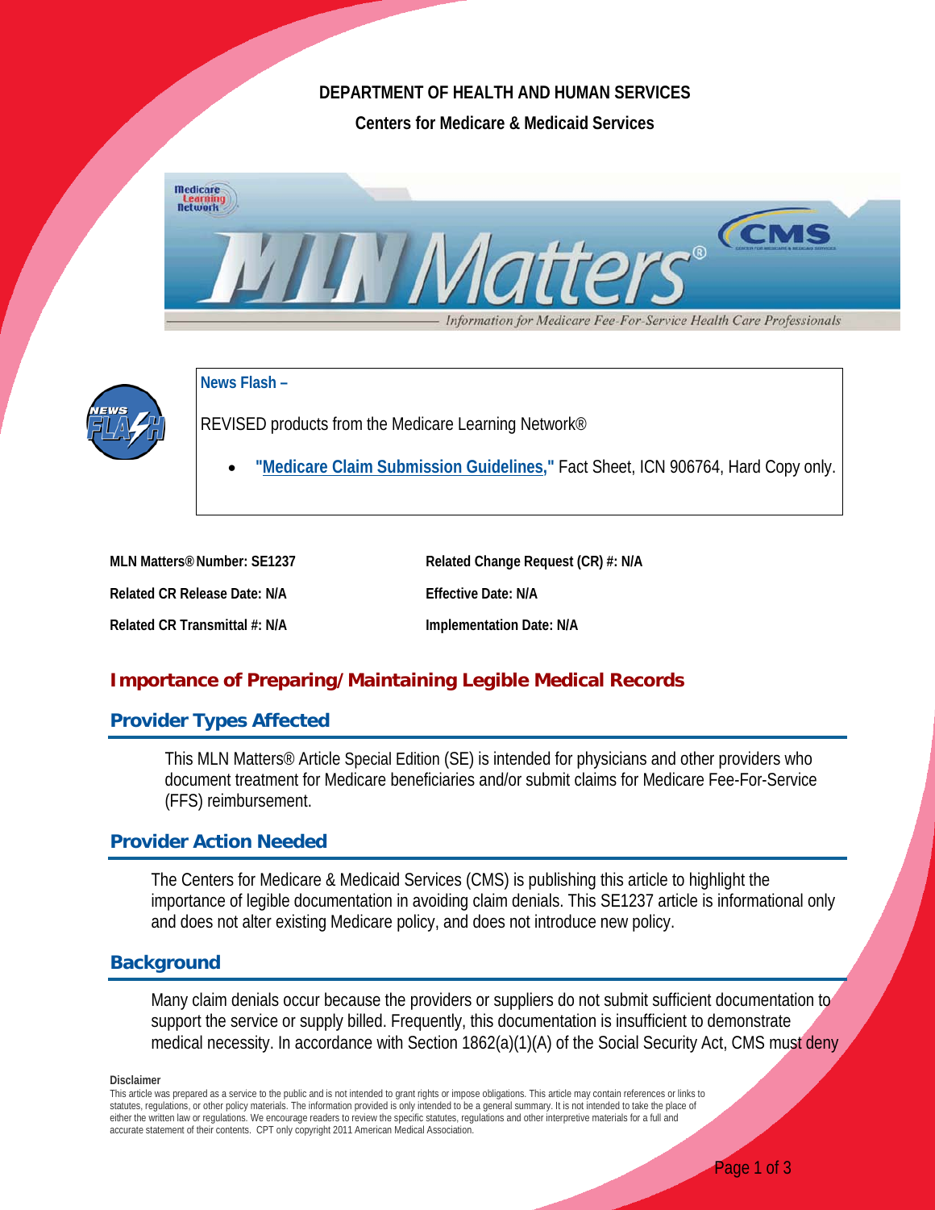DEPARTMENT OF HEALTH AND HUMAN SERVICES

Centers for Medicare & Medicaid Services

MLN Matters® — Information for Medicare Fee-For-Service Health Care Professionals

**News Flash –**

REVISED products from the Medicare Learning Network®

- **"Medicare Claim Submission Guidelines,"** Fact Sheet, ICN 906764, Hard Copy only.

| | |
|---|---|
| **MLN Matters® Number: SE1237** | **Related Change Request (CR) #: N/A** |
| **Related CR Release Date: N/A** | **Effective Date: N/A** |
| **Related CR Transmittal #: N/A** | **Implementation Date: N/A** |

# Importance of Preparing/Maintaining Legible Medical Records

## Provider Types Affected

This MLN Matters® Article Special Edition (SE) is intended for physicians and other providers who document treatment for Medicare beneficiaries and/or submit claims for Medicare Fee-For-Service (FFS) reimbursement.

## Provider Action Needed

The Centers for Medicare & Medicaid Services (CMS) is publishing this article to highlight the importance of legible documentation in avoiding claim denials. This SE1237 article is informational only and does not alter existing Medicare policy, and does not introduce new policy.

## Background

Many claim denials occur because the providers or suppliers do not submit sufficient documentation to support the service or supply billed. Frequently, this documentation is insufficient to demonstrate medical necessity. In accordance with Section 1862(a)(1)(A) of the Social Security Act, CMS must deny

**Disclaimer**

This article was prepared as a service to the public and is not intended to grant rights or impose obligations. This article may contain references or links to statutes, regulations, or other policy materials. The information provided is only intended to be a general summary. It is not intended to take the place of either the written law or regulations. We encourage readers to review the specific statutes, regulations and other interpretive materials for a full and accurate statement of their contents. CPT only copyright 2011 American Medical Association.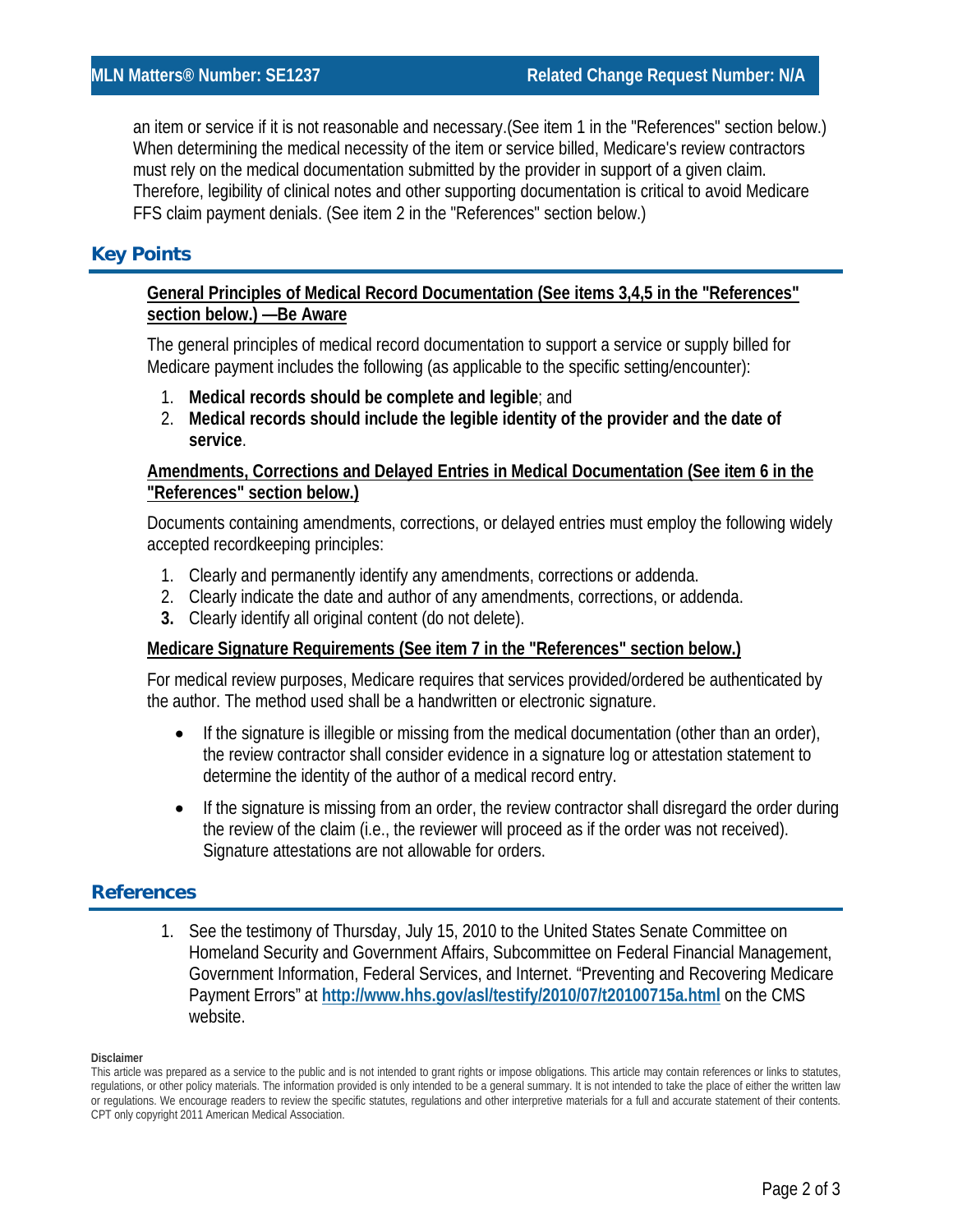an item or service if it is not reasonable and necessary.(See item 1 in the "References" section below.) When determining the medical necessity of the item or service billed, Medicare's review contractors must rely on the medical documentation submitted by the provider in support of a given claim. Therefore, legibility of clinical notes and other supporting documentation is critical to avoid Medicare FFS claim payment denials. (See item 2 in the "References" section below.)

## Key Points

**General Principles of Medical Record Documentation (See items 3,4,5 in the "References" section below.) —Be Aware**

The general principles of medical record documentation to support a service or supply billed for Medicare payment includes the following (as applicable to the specific setting/encounter):

1. **Medical records should be complete and legible**; and
2. **Medical records should include the legible identity of the provider and the date of service**.

**Amendments, Corrections and Delayed Entries in Medical Documentation (See item 6 in the "References" section below.)**

Documents containing amendments, corrections, or delayed entries must employ the following widely accepted recordkeeping principles:

1. Clearly and permanently identify any amendments, corrections or addenda.
2. Clearly indicate the date and author of any amendments, corrections, or addenda.
3. Clearly identify all original content (do not delete).

**Medicare Signature Requirements (See item 7 in the "References" section below.)**

For medical review purposes, Medicare requires that services provided/ordered be authenticated by the author. The method used shall be a handwritten or electronic signature.

- If the signature is illegible or missing from the medical documentation (other than an order), the review contractor shall consider evidence in a signature log or attestation statement to determine the identity of the author of a medical record entry.
- If the signature is missing from an order, the review contractor shall disregard the order during the review of the claim (i.e., the reviewer will proceed as if the order was not received). Signature attestations are not allowable for orders.

## References

1. See the testimony of Thursday, July 15, 2010 to the United States Senate Committee on Homeland Security and Government Affairs, Subcommittee on Federal Financial Management, Government Information, Federal Services, and Internet. "Preventing and Recovering Medicare Payment Errors" at **http://www.hhs.gov/asl/testify/2010/07/t20100715a.html** on the CMS website.

**Disclaimer**

This article was prepared as a service to the public and is not intended to grant rights or impose obligations. This article may contain references or links to statutes, regulations, or other policy materials. The information provided is only intended to be a general summary. It is not intended to take the place of either the written law or regulations. We encourage readers to review the specific statutes, regulations and other interpretive materials for a full and accurate statement of their contents. CPT only copyright 2011 American Medical Association.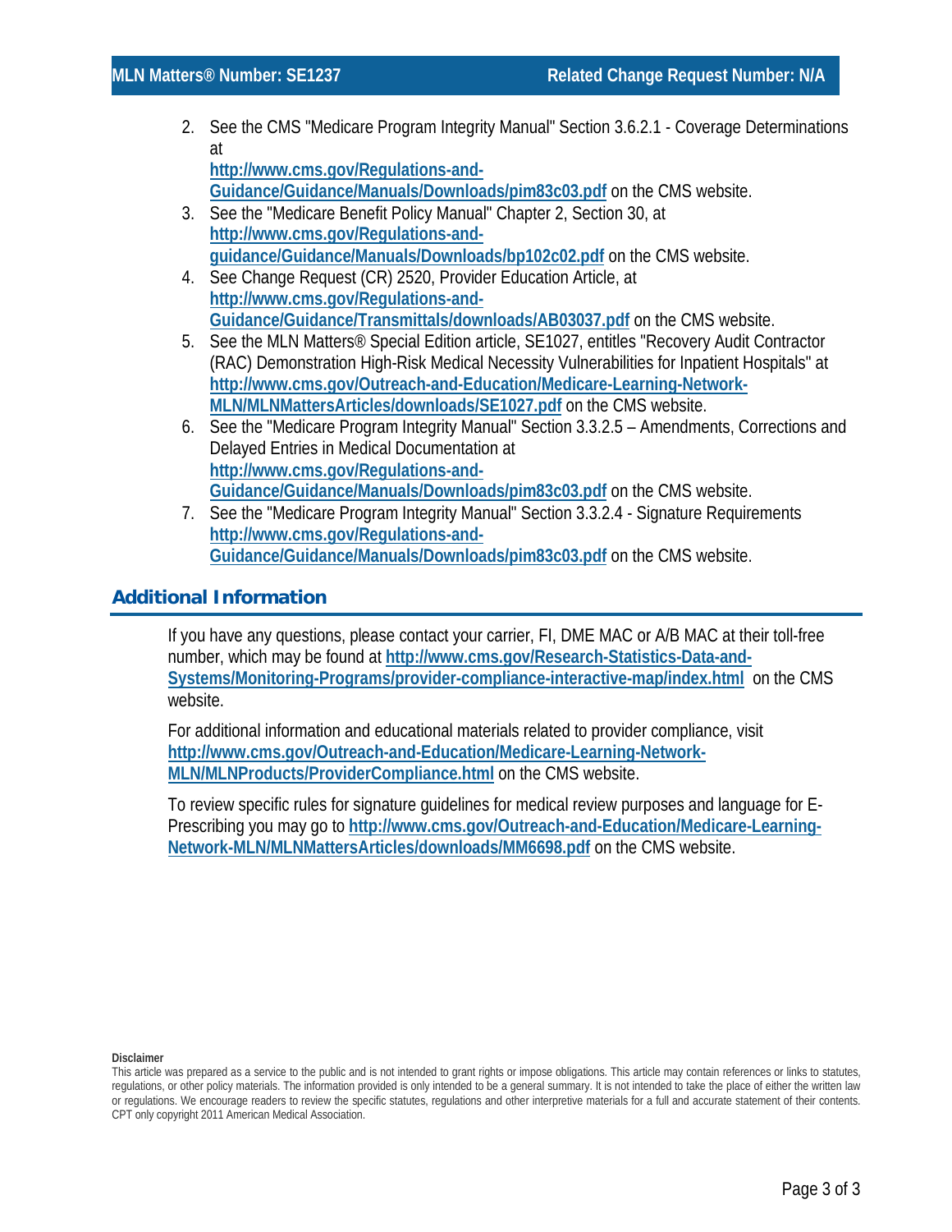2. See the CMS "Medicare Program Integrity Manual" Section 3.6.2.1 - Coverage Determinations at **http://www.cms.gov/Regulations-and-Guidance/Guidance/Manuals/Downloads/pim83c03.pdf** on the CMS website.
3. See the "Medicare Benefit Policy Manual" Chapter 2, Section 30, at **http://www.cms.gov/Regulations-and-guidance/Guidance/Manuals/Downloads/bp102c02.pdf** on the CMS website.
4. See Change Request (CR) 2520, Provider Education Article, at **http://www.cms.gov/Regulations-and-Guidance/Guidance/Transmittals/downloads/AB03037.pdf** on the CMS website.
5. See the MLN Matters® Special Edition article, SE1027, entitles "Recovery Audit Contractor (RAC) Demonstration High-Risk Medical Necessity Vulnerabilities for Inpatient Hospitals" at **http://www.cms.gov/Outreach-and-Education/Medicare-Learning-Network-MLN/MLNMattersArticles/downloads/SE1027.pdf** on the CMS website.
6. See the "Medicare Program Integrity Manual" Section 3.3.2.5 – Amendments, Corrections and Delayed Entries in Medical Documentation at **http://www.cms.gov/Regulations-and-Guidance/Guidance/Manuals/Downloads/pim83c03.pdf** on the CMS website.
7. See the "Medicare Program Integrity Manual" Section 3.3.2.4 - Signature Requirements **http://www.cms.gov/Regulations-and-Guidance/Guidance/Manuals/Downloads/pim83c03.pdf** on the CMS website.

## Additional Information

If you have any questions, please contact your carrier, FI, DME MAC or A/B MAC at their toll-free number, which may be found at **http://www.cms.gov/Research-Statistics-Data-and-Systems/Monitoring-Programs/provider-compliance-interactive-map/index.html** on the CMS website.

For additional information and educational materials related to provider compliance, visit **http://www.cms.gov/Outreach-and-Education/Medicare-Learning-Network-MLN/MLNProducts/ProviderCompliance.html** on the CMS website.

To review specific rules for signature guidelines for medical review purposes and language for E-Prescribing you may go to **http://www.cms.gov/Outreach-and-Education/Medicare-Learning-Network-MLN/MLNMattersArticles/downloads/MM6698.pdf** on the CMS website.

**Disclaimer**

This article was prepared as a service to the public and is not intended to grant rights or impose obligations. This article may contain references or links to statutes, regulations, or other policy materials. The information provided is only intended to be a general summary. It is not intended to take the place of either the written law or regulations. We encourage readers to review the specific statutes, regulations and other interpretive materials for a full and accurate statement of their contents. CPT only copyright 2011 American Medical Association.